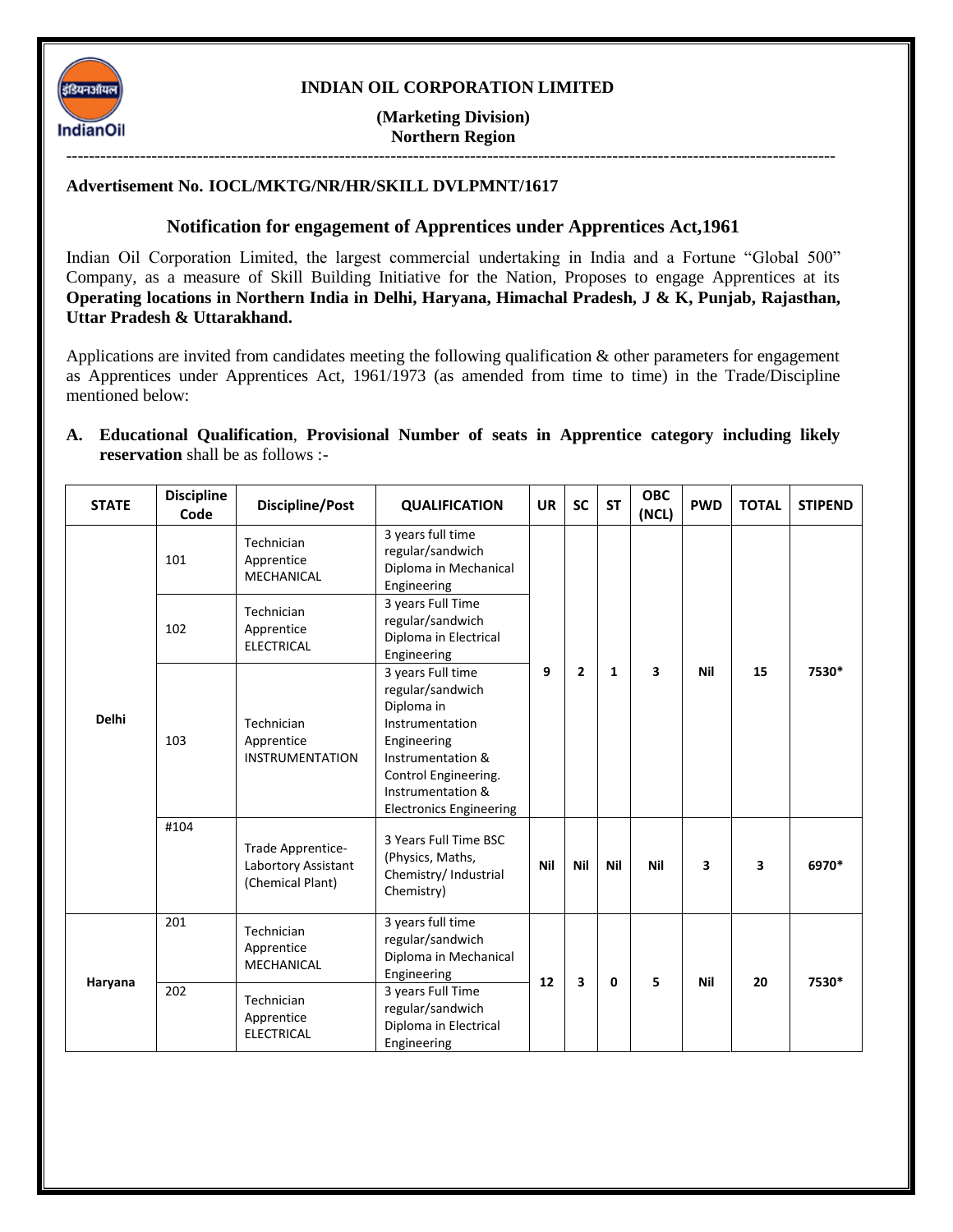**INDIAN OIL CORPORATION LIMITED**

**(Marketing Division)**
**Northern Region**

---

**Advertisement No. IOCL/MKTG/NR/HR/SKILL DVLPMNT/1617**

## Notification for engagement of Apprentices under Apprentices Act,1961

Indian Oil Corporation Limited, the largest commercial undertaking in India and a Fortune "Global 500" Company, as a measure of Skill Building Initiative for the Nation, Proposes to engage Apprentices at its **Operating locations in Northern India in Delhi, Haryana, Himachal Pradesh, J & K, Punjab, Rajasthan, Uttar Pradesh & Uttarakhand.**

Applications are invited from candidates meeting the following qualification & other parameters for engagement as Apprentices under Apprentices Act, 1961/1973 (as amended from time to time) in the Trade/Discipline mentioned below:

**A. Educational Qualification**, **Provisional Number of seats in Apprentice category including likely reservation** shall be as follows :-

| STATE | Discipline Code | Discipline/Post | QUALIFICATION | UR | SC | ST | OBC (NCL) | PWD | TOTAL | STIPEND |
|---|---|---|---|---|---|---|---|---|---|---|
| Delhi | 101 | Technician Apprentice MECHANICAL | 3 years full time regular/sandwich Diploma in Mechanical Engineering | 9 | 2 | 1 | 3 | Nil | 15 | 7530* |
| | 102 | Technician Apprentice ELECTRICAL | 3 years Full Time regular/sandwich Diploma in Electrical Engineering | | | | | | | |
| | 103 | Technician Apprentice INSTRUMENTATION | 3 years Full time regular/sandwich Diploma in Instrumentation Engineering Instrumentation & Control Engineering. Instrumentation & Electronics Engineering | | | | | | | |
| | #104 | Trade Apprentice-Labortory Assistant (Chemical Plant) | 3 Years Full Time BSC (Physics, Maths, Chemistry/ Industrial Chemistry) | Nil | Nil | Nil | Nil | 3 | 3 | 6970* |
| Haryana | 201 | Technician Apprentice MECHANICAL | 3 years full time regular/sandwich Diploma in Mechanical Engineering | 12 | 3 | 0 | 5 | Nil | 20 | 7530* |
| | 202 | Technician Apprentice ELECTRICAL | 3 years Full Time regular/sandwich Diploma in Electrical Engineering | | | | | | | |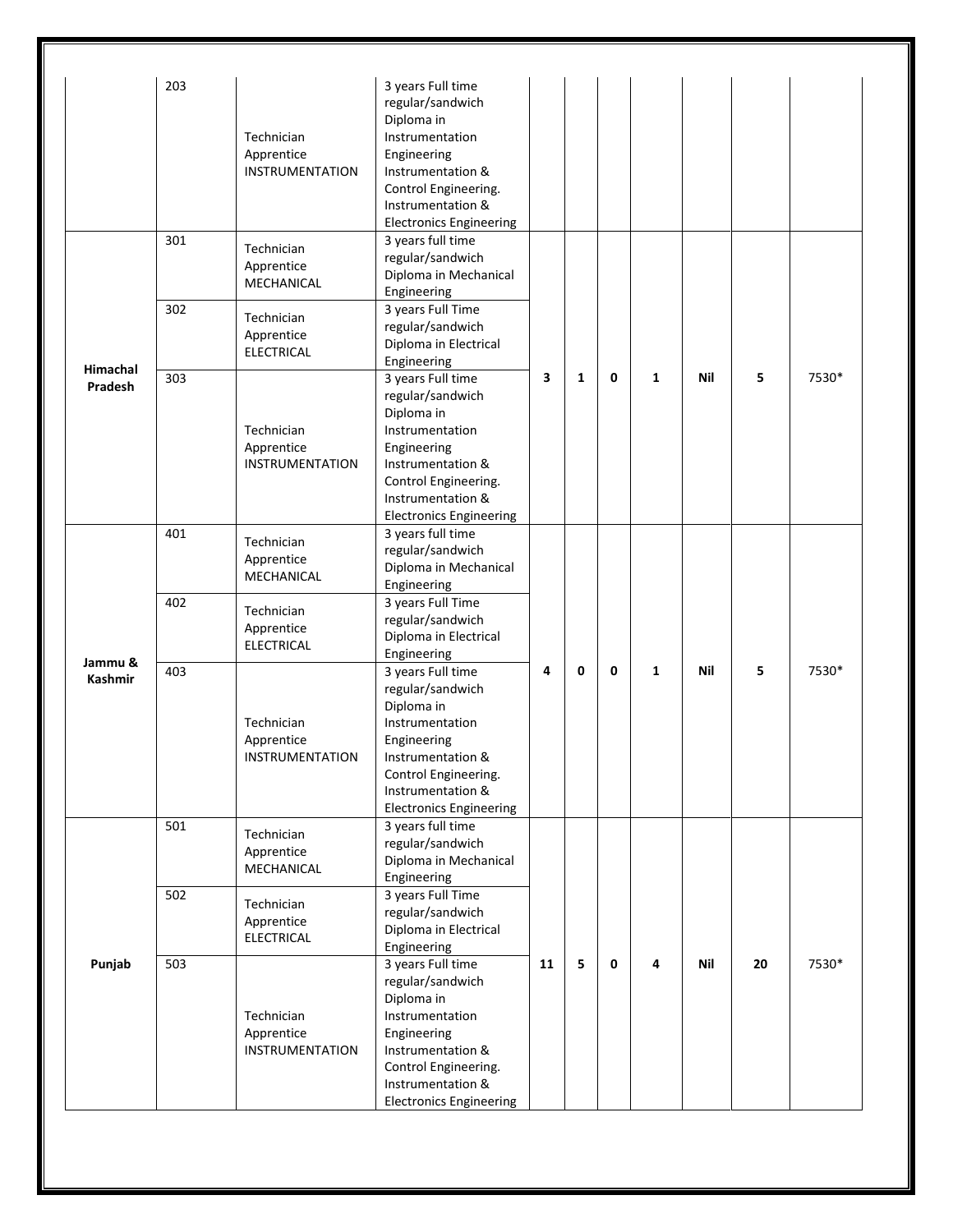| | | | | | | | | | | |
|---|---|---|---|---|---|---|---|---|---|---|
| | 203 | Technician Apprentice INSTRUMENTATION | 3 years Full time regular/sandwich Diploma in Instrumentation Engineering Instrumentation & Control Engineering. Instrumentation & Electronics Engineering | | | | | | | |
| **Himachal Pradesh** | 301 | Technician Apprentice MECHANICAL | 3 years full time regular/sandwich Diploma in Mechanical Engineering | **3** | **1** | **0** | **1** | **Nil** | **5** | 7530* |
| | 302 | Technician Apprentice ELECTRICAL | 3 years Full Time regular/sandwich Diploma in Electrical Engineering | | | | | | | |
| | 303 | Technician Apprentice INSTRUMENTATION | 3 years Full time regular/sandwich Diploma in Instrumentation Engineering Instrumentation & Control Engineering. Instrumentation & Electronics Engineering | | | | | | | |
| **Jammu & Kashmir** | 401 | Technician Apprentice MECHANICAL | 3 years full time regular/sandwich Diploma in Mechanical Engineering | **4** | **0** | **0** | **1** | **Nil** | **5** | 7530* |
| | 402 | Technician Apprentice ELECTRICAL | 3 years Full Time regular/sandwich Diploma in Electrical Engineering | | | | | | | |
| | 403 | Technician Apprentice INSTRUMENTATION | 3 years Full time regular/sandwich Diploma in Instrumentation Engineering Instrumentation & Control Engineering. Instrumentation & Electronics Engineering | | | | | | | |
| **Punjab** | 501 | Technician Apprentice MECHANICAL | 3 years full time regular/sandwich Diploma in Mechanical Engineering | **11** | **5** | **0** | **4** | **Nil** | **20** | 7530* |
| | 502 | Technician Apprentice ELECTRICAL | 3 years Full Time regular/sandwich Diploma in Electrical Engineering | | | | | | | |
| | 503 | Technician Apprentice INSTRUMENTATION | 3 years Full time regular/sandwich Diploma in Instrumentation Engineering Instrumentation & Control Engineering. Instrumentation & Electronics Engineering | | | | | | | |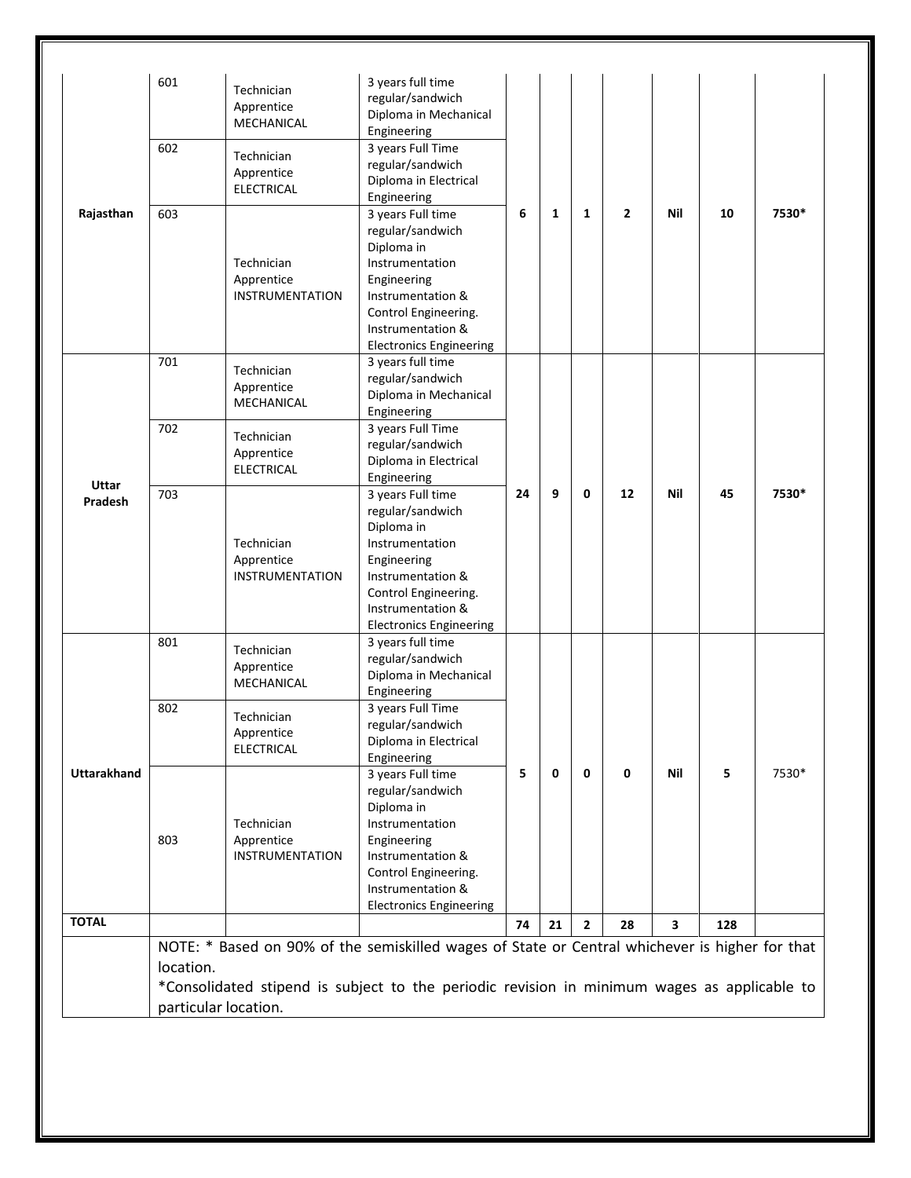| | | | | | | | | | | |
|---|---|---|---|---|---|---|---|---|---|---|
| Rajasthan | 601 | Technician Apprentice MECHANICAL | 3 years full time regular/sandwich Diploma in Mechanical Engineering | 6 | 1 | 1 | 2 | Nil | 10 | 7530* |
| | 602 | Technician Apprentice ELECTRICAL | 3 years Full Time regular/sandwich Diploma in Electrical Engineering | | | | | | | |
| | 603 | Technician Apprentice INSTRUMENTATION | 3 years Full time regular/sandwich Diploma in Instrumentation Engineering Instrumentation & Control Engineering. Instrumentation & Electronics Engineering | | | | | | | |
| Uttar Pradesh | 701 | Technician Apprentice MECHANICAL | 3 years full time regular/sandwich Diploma in Mechanical Engineering | 24 | 9 | 0 | 12 | Nil | 45 | 7530* |
| | 702 | Technician Apprentice ELECTRICAL | 3 years Full Time regular/sandwich Diploma in Electrical Engineering | | | | | | | |
| | 703 | Technician Apprentice INSTRUMENTATION | 3 years Full time regular/sandwich Diploma in Instrumentation Engineering Instrumentation & Control Engineering. Instrumentation & Electronics Engineering | | | | | | | |
| Uttarakhand | 801 | Technician Apprentice MECHANICAL | 3 years full time regular/sandwich Diploma in Mechanical Engineering | 5 | 0 | 0 | 0 | Nil | 5 | 7530* |
| | 802 | Technician Apprentice ELECTRICAL | 3 years Full Time regular/sandwich Diploma in Electrical Engineering | | | | | | | |
| | 803 | Technician Apprentice INSTRUMENTATION | 3 years Full time regular/sandwich Diploma in Instrumentation Engineering Instrumentation & Control Engineering. Instrumentation & Electronics Engineering | | | | | | | |
| **TOTAL** | | | | **74** | **21** | **2** | **28** | **3** | **128** | |

NOTE: * Based on 90% of the semiskilled wages of State or Central whichever is higher for that location.

*Consolidated stipend is subject to the periodic revision in minimum wages as applicable to particular location.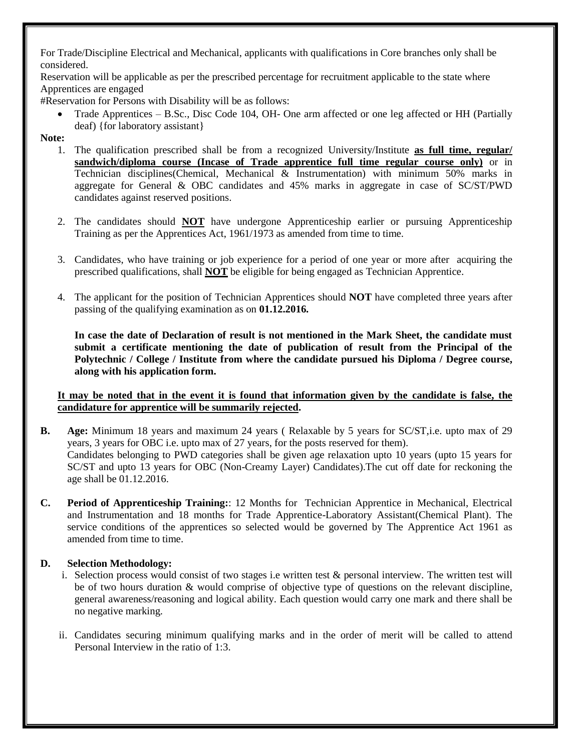For Trade/Discipline Electrical and Mechanical, applicants with qualifications in Core branches only shall be considered.

Reservation will be applicable as per the prescribed percentage for recruitment applicable to the state where Apprentices are engaged

#Reservation for Persons with Disability will be as follows:

- Trade Apprentices – B.Sc., Disc Code 104, OH- One arm affected or one leg affected or HH (Partially deaf) {for laboratory assistant}

**Note:**

1. The qualification prescribed shall be from a recognized University/Institute **as full time, regular/ sandwich/diploma course (Incase of Trade apprentice full time regular course only)** or in Technician disciplines(Chemical, Mechanical & Instrumentation) with minimum 50% marks in aggregate for General & OBC candidates and 45% marks in aggregate in case of SC/ST/PWD candidates against reserved positions.

2. The candidates should **NOT** have undergone Apprenticeship earlier or pursuing Apprenticeship Training as per the Apprentices Act, 1961/1973 as amended from time to time.

3. Candidates, who have training or job experience for a period of one year or more after acquiring the prescribed qualifications, shall **NOT** be eligible for being engaged as Technician Apprentice.

4. The applicant for the position of Technician Apprentices should **NOT** have completed three years after passing of the qualifying examination as on **01.12.2016.**

   **In case the date of Declaration of result is not mentioned in the Mark Sheet, the candidate must submit a certificate mentioning the date of publication of result from the Principal of the Polytechnic / College / Institute from where the candidate pursued his Diploma / Degree course, along with his application form.**

   **It may be noted that in the event it is found that information given by the candidate is false, the candidature for apprentice will be summarily rejected.**

**B.** **Age:** Minimum 18 years and maximum 24 years ( Relaxable by 5 years for SC/ST,i.e. upto max of 29 years, 3 years for OBC i.e. upto max of 27 years, for the posts reserved for them).
Candidates belonging to PWD categories shall be given age relaxation upto 10 years (upto 15 years for SC/ST and upto 13 years for OBC (Non-Creamy Layer) Candidates).The cut off date for reckoning the age shall be 01.12.2016.

**C.** **Period of Apprenticeship Training:**: 12 Months for Technician Apprentice in Mechanical, Electrical and Instrumentation and 18 months for Trade Apprentice-Laboratory Assistant(Chemical Plant). The service conditions of the apprentices so selected would be governed by The Apprentice Act 1961 as amended from time to time.

**D.** **Selection Methodology:**

i. Selection process would consist of two stages i.e written test & personal interview. The written test will be of two hours duration & would comprise of objective type of questions on the relevant discipline, general awareness/reasoning and logical ability. Each question would carry one mark and there shall be no negative marking.

ii. Candidates securing minimum qualifying marks and in the order of merit will be called to attend Personal Interview in the ratio of 1:3.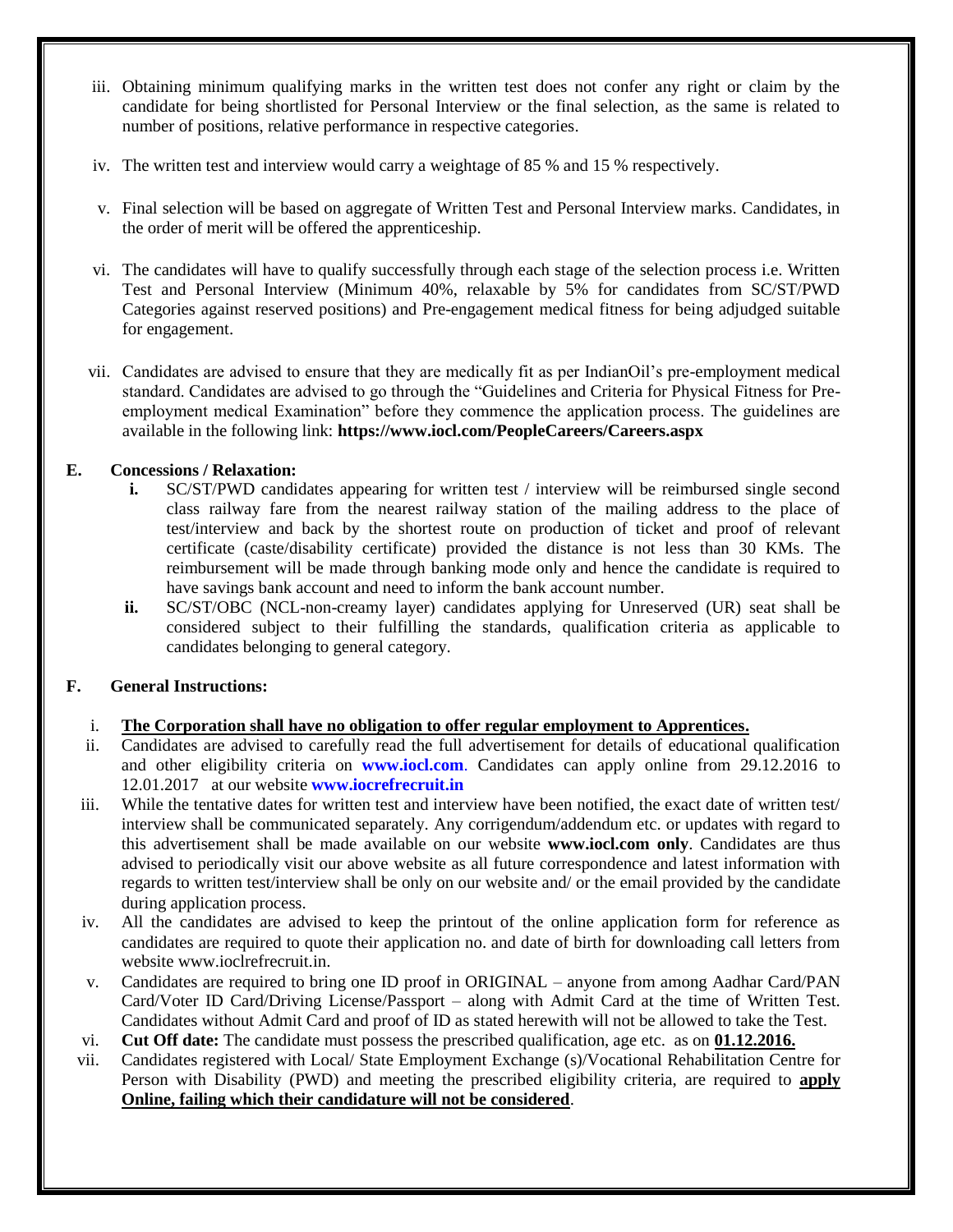iii. Obtaining minimum qualifying marks in the written test does not confer any right or claim by the candidate for being shortlisted for Personal Interview or the final selection, as the same is related to number of positions, relative performance in respective categories.

iv. The written test and interview would carry a weightage of 85 % and 15 % respectively.

v. Final selection will be based on aggregate of Written Test and Personal Interview marks. Candidates, in the order of merit will be offered the apprenticeship.

vi. The candidates will have to qualify successfully through each stage of the selection process i.e. Written Test and Personal Interview (Minimum 40%, relaxable by 5% for candidates from SC/ST/PWD Categories against reserved positions) and Pre-engagement medical fitness for being adjudged suitable for engagement.

vii. Candidates are advised to ensure that they are medically fit as per IndianOil's pre-employment medical standard. Candidates are advised to go through the "Guidelines and Criteria for Physical Fitness for Pre-employment medical Examination" before they commence the application process. The guidelines are available in the following link: **https://www.iocl.com/PeopleCareers/Careers.aspx**

## E. Concessions / Relaxation:

**i.** SC/ST/PWD candidates appearing for written test / interview will be reimbursed single second class railway fare from the nearest railway station of the mailing address to the place of test/interview and back by the shortest route on production of ticket and proof of relevant certificate (caste/disability certificate) provided the distance is not less than 30 KMs. The reimbursement will be made through banking mode only and hence the candidate is required to have savings bank account and need to inform the bank account number.

**ii.** SC/ST/OBC (NCL-non-creamy layer) candidates applying for Unreserved (UR) seat shall be considered subject to their fulfilling the standards, qualification criteria as applicable to candidates belonging to general category.

## F. General Instructions:

i. **The Corporation shall have no obligation to offer regular employment to Apprentices.**

ii. Candidates are advised to carefully read the full advertisement for details of educational qualification and other eligibility criteria on **www.iocl.com**. Candidates can apply online from 29.12.2016 to 12.01.2017 at our website **www.iocrefrecruit.in**

iii. While the tentative dates for written test and interview have been notified, the exact date of written test/ interview shall be communicated separately. Any corrigendum/addendum etc. or updates with regard to this advertisement shall be made available on our website **www.iocl.com only**. Candidates are thus advised to periodically visit our above website as all future correspondence and latest information with regards to written test/interview shall be only on our website and/ or the email provided by the candidate during application process.

iv. All the candidates are advised to keep the printout of the online application form for reference as candidates are required to quote their application no. and date of birth for downloading call letters from website www.ioclrefrecruit.in.

v. Candidates are required to bring one ID proof in ORIGINAL – anyone from among Aadhar Card/PAN Card/Voter ID Card/Driving License/Passport – along with Admit Card at the time of Written Test. Candidates without Admit Card and proof of ID as stated herewith will not be allowed to take the Test.

vi. **Cut Off date:** The candidate must possess the prescribed qualification, age etc. as on **01.12.2016.**

vii. Candidates registered with Local/ State Employment Exchange (s)/Vocational Rehabilitation Centre for Person with Disability (PWD) and meeting the prescribed eligibility criteria, are required to **apply Online, failing which their candidature will not be considered**.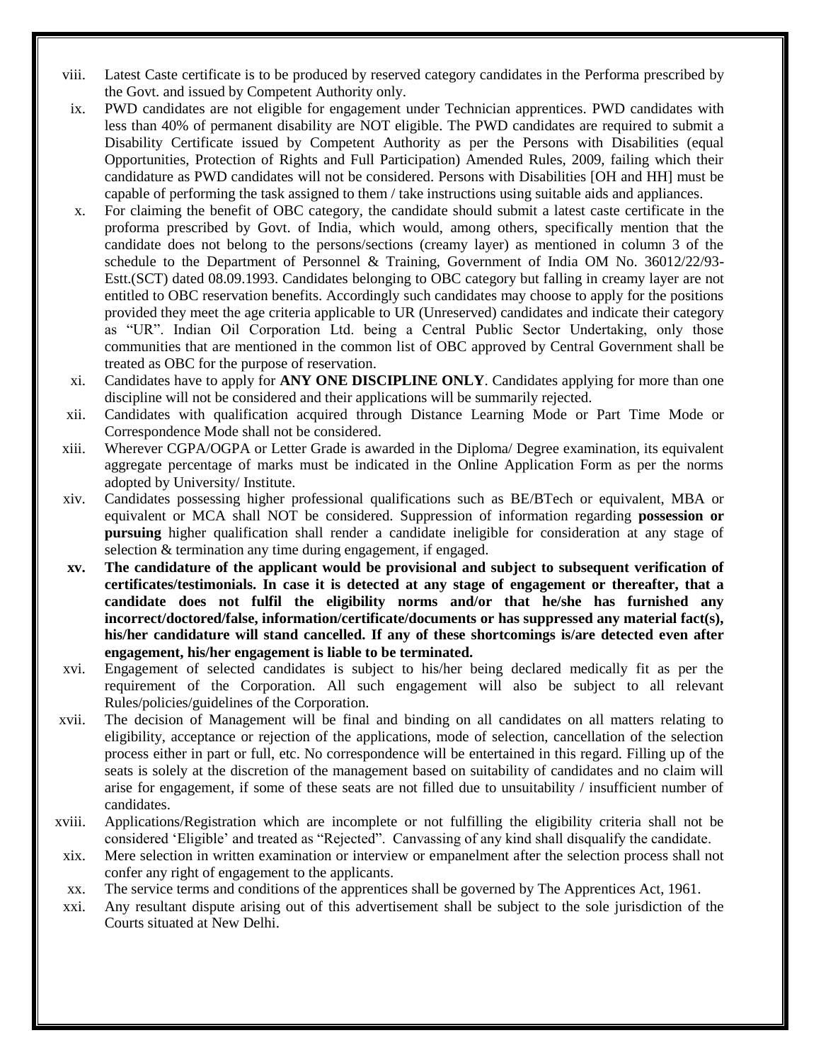viii. Latest Caste certificate is to be produced by reserved category candidates in the Performa prescribed by the Govt. and issued by Competent Authority only.

ix. PWD candidates are not eligible for engagement under Technician apprentices. PWD candidates with less than 40% of permanent disability are NOT eligible. The PWD candidates are required to submit a Disability Certificate issued by Competent Authority as per the Persons with Disabilities (equal Opportunities, Protection of Rights and Full Participation) Amended Rules, 2009, failing which their candidature as PWD candidates will not be considered. Persons with Disabilities [OH and HH] must be capable of performing the task assigned to them / take instructions using suitable aids and appliances.

x. For claiming the benefit of OBC category, the candidate should submit a latest caste certificate in the proforma prescribed by Govt. of India, which would, among others, specifically mention that the candidate does not belong to the persons/sections (creamy layer) as mentioned in column 3 of the schedule to the Department of Personnel & Training, Government of India OM No. 36012/22/93-Estt.(SCT) dated 08.09.1993. Candidates belonging to OBC category but falling in creamy layer are not entitled to OBC reservation benefits. Accordingly such candidates may choose to apply for the positions provided they meet the age criteria applicable to UR (Unreserved) candidates and indicate their category as "UR". Indian Oil Corporation Ltd. being a Central Public Sector Undertaking, only those communities that are mentioned in the common list of OBC approved by Central Government shall be treated as OBC for the purpose of reservation.

xi. Candidates have to apply for **ANY ONE DISCIPLINE ONLY**. Candidates applying for more than one discipline will not be considered and their applications will be summarily rejected.

xii. Candidates with qualification acquired through Distance Learning Mode or Part Time Mode or Correspondence Mode shall not be considered.

xiii. Wherever CGPA/OGPA or Letter Grade is awarded in the Diploma/ Degree examination, its equivalent aggregate percentage of marks must be indicated in the Online Application Form as per the norms adopted by University/ Institute.

xiv. Candidates possessing higher professional qualifications such as BE/BTech or equivalent, MBA or equivalent or MCA shall NOT be considered. Suppression of information regarding **possession or pursuing** higher qualification shall render a candidate ineligible for consideration at any stage of selection & termination any time during engagement, if engaged.

**xv. The candidature of the applicant would be provisional and subject to subsequent verification of certificates/testimonials. In case it is detected at any stage of engagement or thereafter, that a candidate does not fulfil the eligibility norms and/or that he/she has furnished any incorrect/doctored/false, information/certificate/documents or has suppressed any material fact(s), his/her candidature will stand cancelled. If any of these shortcomings is/are detected even after engagement, his/her engagement is liable to be terminated.**

xvi. Engagement of selected candidates is subject to his/her being declared medically fit as per the requirement of the Corporation. All such engagement will also be subject to all relevant Rules/policies/guidelines of the Corporation.

xvii. The decision of Management will be final and binding on all candidates on all matters relating to eligibility, acceptance or rejection of the applications, mode of selection, cancellation of the selection process either in part or full, etc. No correspondence will be entertained in this regard. Filling up of the seats is solely at the discretion of the management based on suitability of candidates and no claim will arise for engagement, if some of these seats are not filled due to unsuitability / insufficient number of candidates.

xviii. Applications/Registration which are incomplete or not fulfilling the eligibility criteria shall not be considered 'Eligible' and treated as "Rejected". Canvassing of any kind shall disqualify the candidate.

xix. Mere selection in written examination or interview or empanelment after the selection process shall not confer any right of engagement to the applicants.

xx. The service terms and conditions of the apprentices shall be governed by The Apprentices Act, 1961.

xxi. Any resultant dispute arising out of this advertisement shall be subject to the sole jurisdiction of the Courts situated at New Delhi.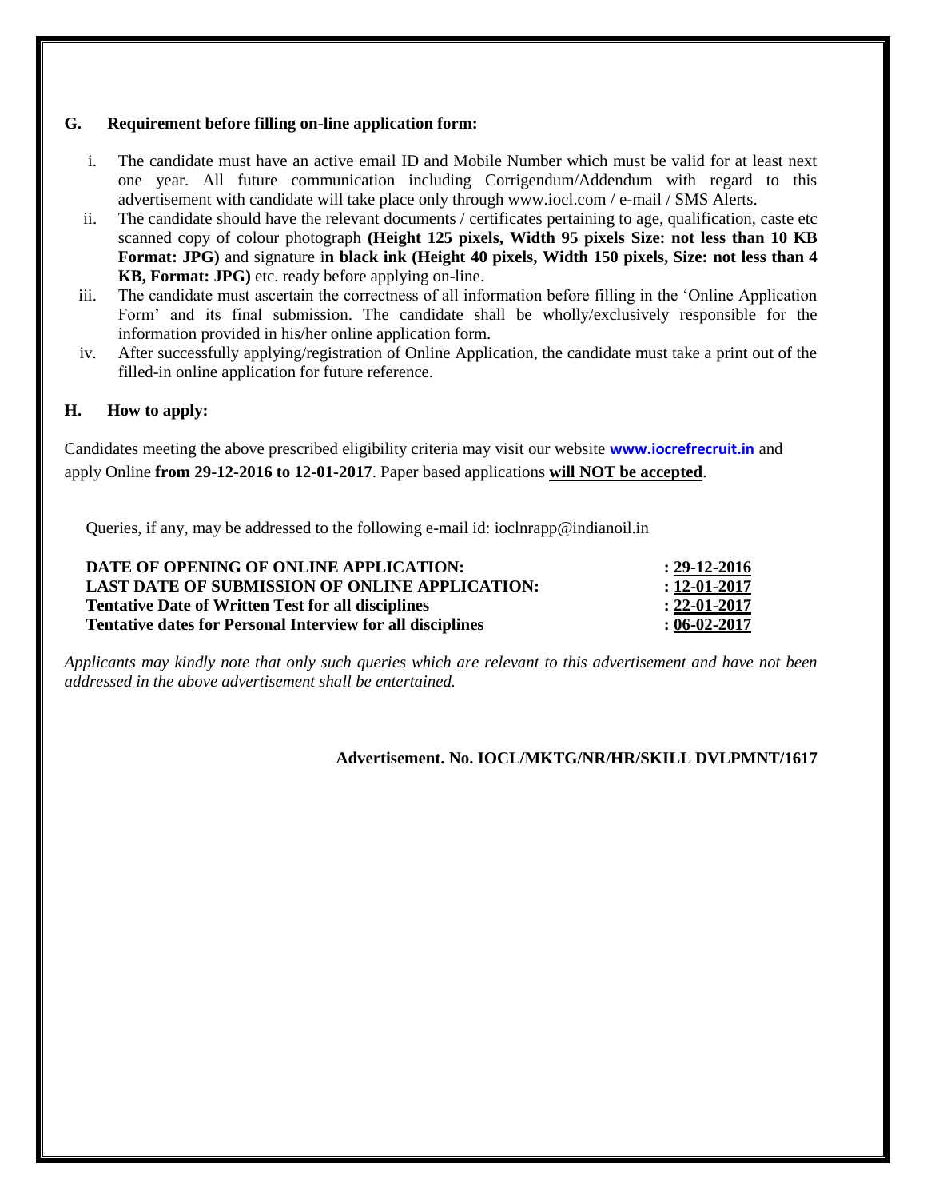## G. Requirement before filling on-line application form:

i. The candidate must have an active email ID and Mobile Number which must be valid for at least next one year. All future communication including Corrigendum/Addendum with regard to this advertisement with candidate will take place only through www.iocl.com / e-mail / SMS Alerts.

ii. The candidate should have the relevant documents / certificates pertaining to age, qualification, caste etc scanned copy of colour photograph **(Height 125 pixels, Width 95 pixels Size: not less than 10 KB Format: JPG)** and signature i**n black ink (Height 40 pixels, Width 150 pixels, Size: not less than 4 KB, Format: JPG)** etc. ready before applying on-line.

iii. The candidate must ascertain the correctness of all information before filling in the 'Online Application Form' and its final submission. The candidate shall be wholly/exclusively responsible for the information provided in his/her online application form.

iv. After successfully applying/registration of Online Application, the candidate must take a print out of the filled-in online application for future reference.

## H. How to apply:

Candidates meeting the above prescribed eligibility criteria may visit our website **www.iocrefrecruit.in** and apply Online **from 29-12-2016 to 12-01-2017**. Paper based applications **will NOT be accepted**.

Queries, if any, may be addressed to the following e-mail id: ioclnrapp@indianoil.in

| | |
|---|---|
| **DATE OF OPENING OF ONLINE APPLICATION:** | **: 29-12-2016** |
| **LAST DATE OF SUBMISSION OF ONLINE APPLICATION:** | **: 12-01-2017** |
| **Tentative Date of Written Test for all disciplines** | **: 22-01-2017** |
| **Tentative dates for Personal Interview for all disciplines** | **: 06-02-2017** |

*Applicants may kindly note that only such queries which are relevant to this advertisement and have not been addressed in the above advertisement shall be entertained.*

**Advertisement. No. IOCL/MKTG/NR/HR/SKILL DVLPMNT/1617**